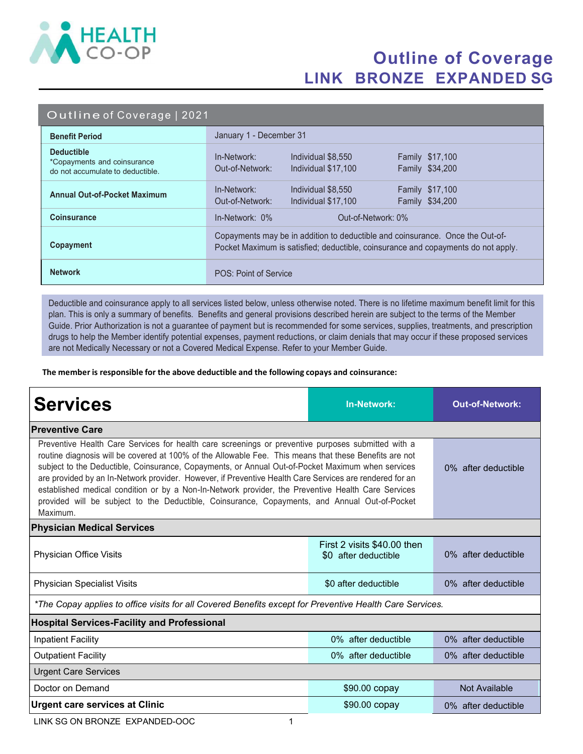HEALTH CO-OP

# Outline of Coverage
## LINK BRONZE EXPANDED SG

**Outline of Coverage | 2021**

| | | | |
|---|---|---|---|
| **Benefit Period** | January 1 - December 31 | | |
| **Deductible** *Copayments and coinsurance do not accumulate to deductible. | In-Network:<br>Out-of-Network: | Individual $8,550<br>Individual $17,100 | Family $17,100<br>Family $34,200 |
| **Annual Out-of-Pocket Maximum** | In-Network:<br>Out-of-Network: | Individual $8,550<br>Individual $17,100 | Family $17,100<br>Family $34,200 |
| **Coinsurance** | In-Network: 0% | Out-of-Network: 0% | |
| **Copayment** | Copayments may be in addition to deductible and coinsurance. Once the Out-of-Pocket Maximum is satisfied; deductible, coinsurance and copayments do not apply. | | |
| **Network** | POS: Point of Service | | |

Deductible and coinsurance apply to all services listed below, unless otherwise noted. There is no lifetime maximum benefit limit for this plan. This is only a summary of benefits. Benefits and general provisions described herein are subject to the terms of the Member Guide. Prior Authorization is not a guarantee of payment but is recommended for some services, supplies, treatments, and prescription drugs to help the Member identify potential expenses, payment reductions, or claim denials that may occur if these proposed services are not Medically Necessary or not a Covered Medical Expense. Refer to your Member Guide.

**The member is responsible for the above deductible and the following copays and coinsurance:**

| Services | In-Network: | Out-of-Network: |
|---|---|---|
| **Preventive Care** | | |
| Preventive Health Care Services for health care screenings or preventive purposes submitted with a routine diagnosis will be covered at 100% of the Allowable Fee. This means that these Benefits are not subject to the Deductible, Coinsurance, Copayments, or Annual Out-of-Pocket Maximum when services are provided by an In-Network provider. However, if Preventive Health Care Services are rendered for an established medical condition or by a Non-In-Network provider, the Preventive Health Care Services provided will be subject to the Deductible, Coinsurance, Copayments, and Annual Out-of-Pocket Maximum. | | 0% after deductible |
| **Physician Medical Services** | | |
| Physician Office Visits | First 2 visits $40.00 then $0 after deductible | 0% after deductible |
| Physician Specialist Visits | $0 after deductible | 0% after deductible |
| *\*The Copay applies to office visits for all Covered Benefits except for Preventive Health Care Services.* | | |
| **Hospital Services-Facility and Professional** | | |
| Inpatient Facility | 0% after deductible | 0% after deductible |
| Outpatient Facility | 0% after deductible | 0% after deductible |
| Urgent Care Services | | |
| Doctor on Demand | $90.00 copay | Not Available |
| **Urgent care services at Clinic** | $90.00 copay | 0% after deductible |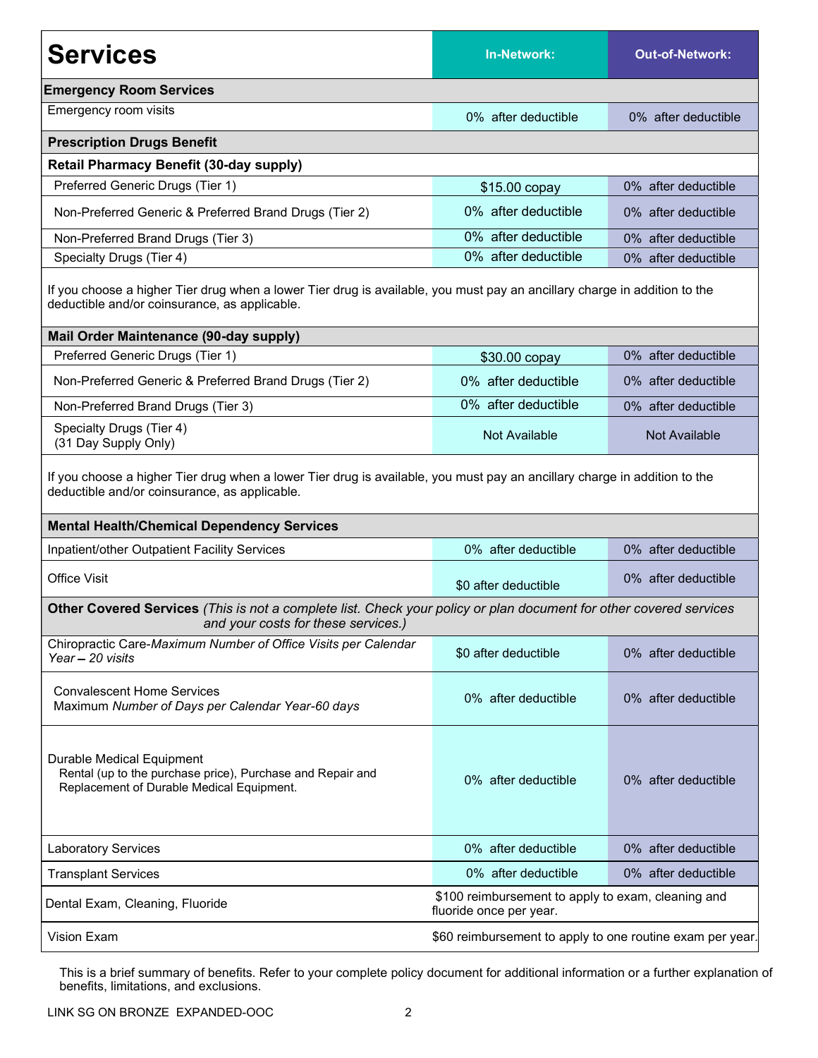| Services | In-Network: | Out-of-Network: |
|---|---|---|
| **Emergency Room Services** | | |
| Emergency room visits | 0% after deductible | 0% after deductible |
| **Prescription Drugs Benefit** | | |
| **Retail Pharmacy Benefit (30-day supply)** | | |
| Preferred Generic Drugs (Tier 1) | $15.00 copay | 0% after deductible |
| Non-Preferred Generic & Preferred Brand Drugs (Tier 2) | 0% after deductible | 0% after deductible |
| Non-Preferred Brand Drugs (Tier 3) | 0% after deductible | 0% after deductible |
| Specialty Drugs (Tier 4) | 0% after deductible | 0% after deductible |
| If you choose a higher Tier drug when a lower Tier drug is available, you must pay an ancillary charge in addition to the deductible and/or coinsurance, as applicable. | | |
| **Mail Order Maintenance (90-day supply)** | | |
| Preferred Generic Drugs (Tier 1) | $30.00 copay | 0% after deductible |
| Non-Preferred Generic & Preferred Brand Drugs (Tier 2) | 0% after deductible | 0% after deductible |
| Non-Preferred Brand Drugs (Tier 3) | 0% after deductible | 0% after deductible |
| Specialty Drugs (Tier 4) (31 Day Supply Only) | Not Available | Not Available |
| If you choose a higher Tier drug when a lower Tier drug is available, you must pay an ancillary charge in addition to the deductible and/or coinsurance, as applicable. | | |
| **Mental Health/Chemical Dependency Services** | | |
| Inpatient/other Outpatient Facility Services | 0% after deductible | 0% after deductible |
| Office Visit | $0 after deductible | 0% after deductible |
| **Other Covered Services** *(This is not a complete list. Check your policy or plan document for other covered services and your costs for these services.)* | | |
| Chiropractic Care-*Maximum Number of Office Visits per Calendar Year – 20 visits* | $0 after deductible | 0% after deductible |
| Convalescent Home Services Maximum *Number of Days per Calendar Year-60 days* | 0% after deductible | 0% after deductible |
| Durable Medical Equipment Rental (up to the purchase price), Purchase and Repair and Replacement of Durable Medical Equipment. | 0% after deductible | 0% after deductible |
| Laboratory Services | 0% after deductible | 0% after deductible |
| Transplant Services | 0% after deductible | 0% after deductible |
| Dental Exam, Cleaning, Fluoride | $100 reimbursement to apply to exam, cleaning and fluoride once per year. | |
| Vision Exam | $60 reimbursement to apply to one routine exam per year. | |

This is a brief summary of benefits. Refer to your complete policy document for additional information or a further explanation of benefits, limitations, and exclusions.

LINK SG ON BRONZE EXPANDED-OOC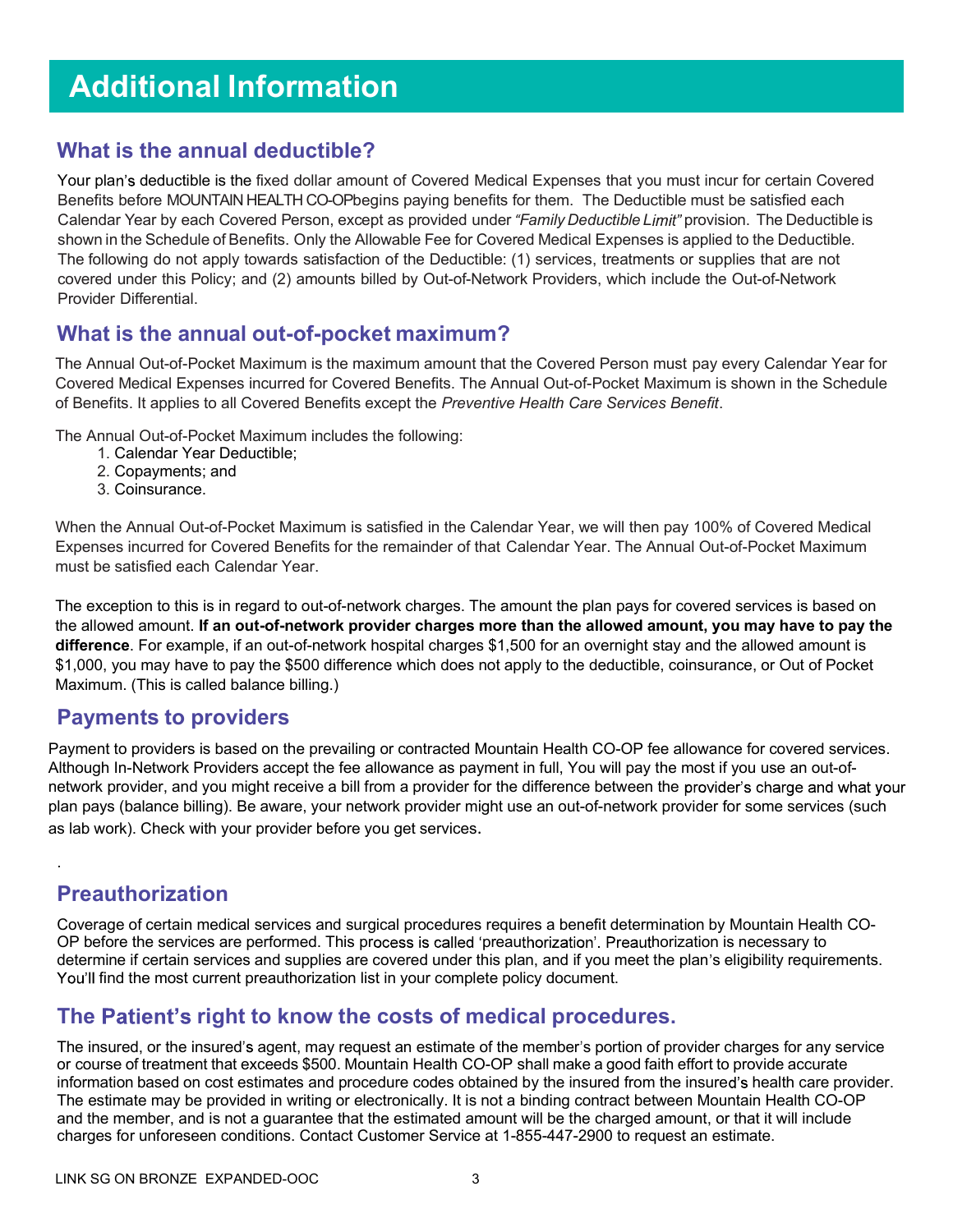# Additional Information

## What is the annual deductible?

Your plan's deductible is the fixed dollar amount of Covered Medical Expenses that you must incur for certain Covered Benefits before MOUNTAIN HEALTH CO-OPbegins paying benefits for them. The Deductible must be satisfied each Calendar Year by each Covered Person, except as provided under *"Family Deductible Limit"* provision. The Deductible is shown in the Schedule of Benefits. Only the Allowable Fee for Covered Medical Expenses is applied to the Deductible. The following do not apply towards satisfaction of the Deductible: (1) services, treatments or supplies that are not covered under this Policy; and (2) amounts billed by Out-of-Network Providers, which include the Out-of-Network Provider Differential.

## What is the annual out-of-pocket maximum?

The Annual Out-of-Pocket Maximum is the maximum amount that the Covered Person must pay every Calendar Year for Covered Medical Expenses incurred for Covered Benefits. The Annual Out-of-Pocket Maximum is shown in the Schedule of Benefits. It applies to all Covered Benefits except the *Preventive Health Care Services Benefit*.

The Annual Out-of-Pocket Maximum includes the following:

1. Calendar Year Deductible;
2. Copayments; and
3. Coinsurance.

When the Annual Out-of-Pocket Maximum is satisfied in the Calendar Year, we will then pay 100% of Covered Medical Expenses incurred for Covered Benefits for the remainder of that Calendar Year. The Annual Out-of-Pocket Maximum must be satisfied each Calendar Year.

The exception to this is in regard to out-of-network charges. The amount the plan pays for covered services is based on the allowed amount. **If an out-of-network provider charges more than the allowed amount, you may have to pay the difference**. For example, if an out-of-network hospital charges $1,500 for an overnight stay and the allowed amount is $1,000, you may have to pay the $500 difference which does not apply to the deductible, coinsurance, or Out of Pocket Maximum. (This is called balance billing.)

## Payments to providers

Payment to providers is based on the prevailing or contracted Mountain Health CO-OP fee allowance for covered services. Although In-Network Providers accept the fee allowance as payment in full, You will pay the most if you use an out-of-network provider, and you might receive a bill from a provider for the difference between the provider's charge and what your plan pays (balance billing). Be aware, your network provider might use an out-of-network provider for some services (such as lab work). Check with your provider before you get services.

## Preauthorization

Coverage of certain medical services and surgical procedures requires a benefit determination by Mountain Health CO-OP before the services are performed. This process is called 'preauthorization'. Preauthorization is necessary to determine if certain services and supplies are covered under this plan, and if you meet the plan's eligibility requirements. You'll find the most current preauthorization list in your complete policy document.

## The Patient's right to know the costs of medical procedures.

The insured, or the insured's agent, may request an estimate of the member's portion of provider charges for any service or course of treatment that exceeds $500. Mountain Health CO-OP shall make a good faith effort to provide accurate information based on cost estimates and procedure codes obtained by the insured from the insured's health care provider. The estimate may be provided in writing or electronically. It is not a binding contract between Mountain Health CO-OP and the member, and is not a guarantee that the estimated amount will be the charged amount, or that it will include charges for unforeseen conditions. Contact Customer Service at 1-855-447-2900 to request an estimate.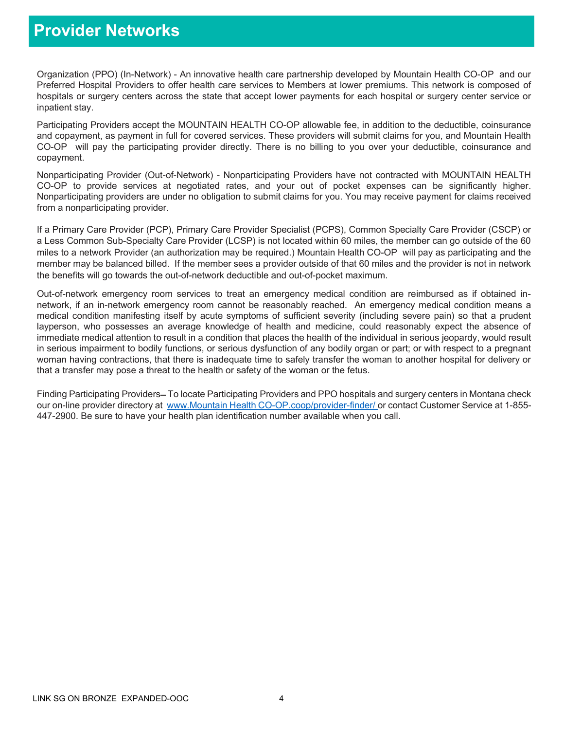# Provider Networks

Organization (PPO) (In-Network) - An innovative health care partnership developed by Mountain Health CO-OP and our Preferred Hospital Providers to offer health care services to Members at lower premiums. This network is composed of hospitals or surgery centers across the state that accept lower payments for each hospital or surgery center service or inpatient stay.

Participating Providers accept the MOUNTAIN HEALTH CO-OP allowable fee, in addition to the deductible, coinsurance and copayment, as payment in full for covered services. These providers will submit claims for you, and Mountain Health CO-OP will pay the participating provider directly. There is no billing to you over your deductible, coinsurance and copayment.

Nonparticipating Provider (Out-of-Network) - Nonparticipating Providers have not contracted with MOUNTAIN HEALTH CO-OP to provide services at negotiated rates, and your out of pocket expenses can be significantly higher. Nonparticipating providers are under no obligation to submit claims for you. You may receive payment for claims received from a nonparticipating provider.

If a Primary Care Provider (PCP), Primary Care Provider Specialist (PCPS), Common Specialty Care Provider (CSCP) or a Less Common Sub-Specialty Care Provider (LCSP) is not located within 60 miles, the member can go outside of the 60 miles to a network Provider (an authorization may be required.) Mountain Health CO-OP will pay as participating and the member may be balanced billed. If the member sees a provider outside of that 60 miles and the provider is not in network the benefits will go towards the out-of-network deductible and out-of-pocket maximum.

Out-of-network emergency room services to treat an emergency medical condition are reimbursed as if obtained in-network, if an in-network emergency room cannot be reasonably reached. An emergency medical condition means a medical condition manifesting itself by acute symptoms of sufficient severity (including severe pain) so that a prudent layperson, who possesses an average knowledge of health and medicine, could reasonably expect the absence of immediate medical attention to result in a condition that places the health of the individual in serious jeopardy, would result in serious impairment to bodily functions, or serious dysfunction of any bodily organ or part; or with respect to a pregnant woman having contractions, that there is inadequate time to safely transfer the woman to another hospital for delivery or that a transfer may pose a threat to the health or safety of the woman or the fetus.

Finding Participating Providers– To locate Participating Providers and PPO hospitals and surgery centers in Montana check our on-line provider directory at [www.Mountain Health CO-OP.coop/provider-finder/](www.Mountain Health CO-OP.coop/provider-finder/) or contact Customer Service at 1-855-447-2900. Be sure to have your health plan identification number available when you call.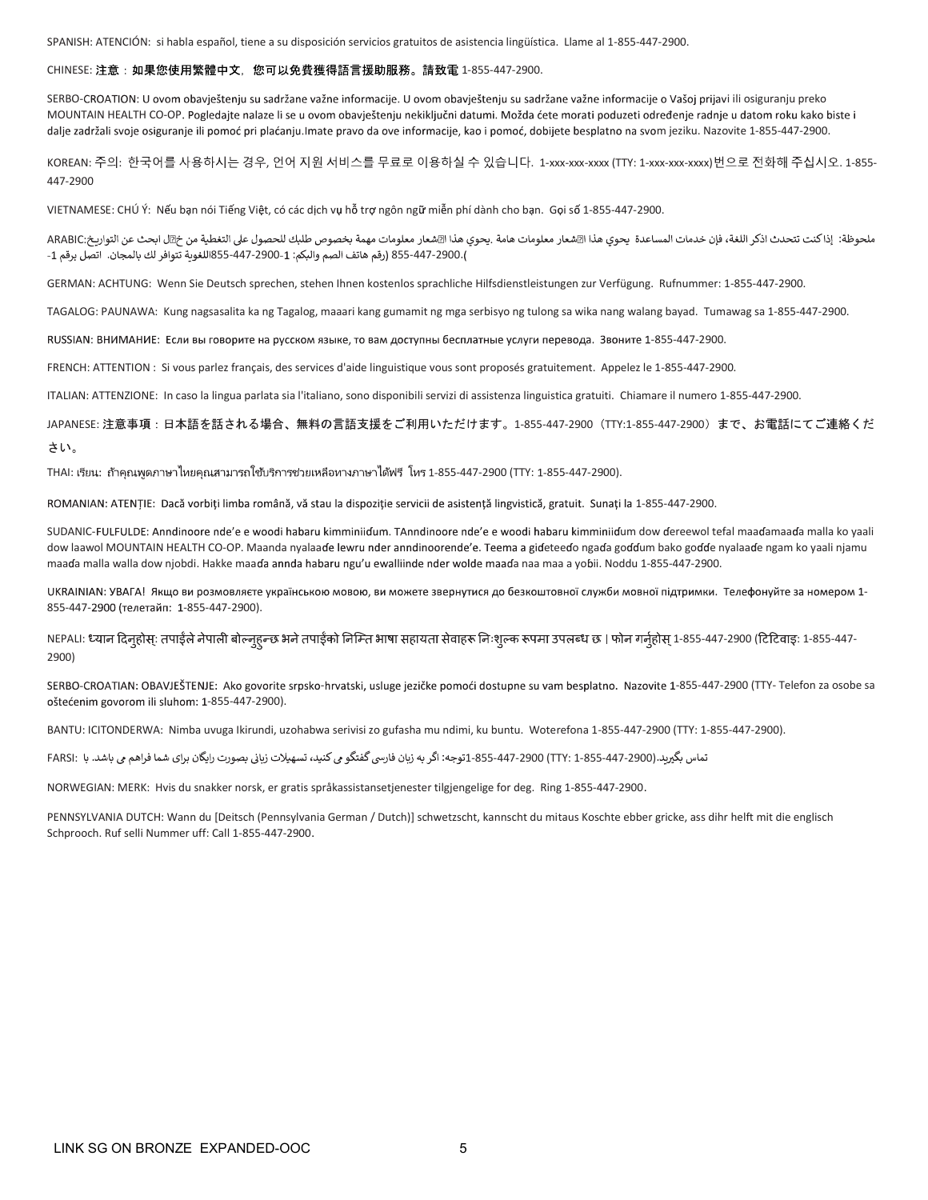SPANISH: ATENCIÓN: si habla español, tiene a su disposición servicios gratuitos de asistencia lingüística. Llame al 1-855-447-2900.

CHINESE: **注意：如果您使用繁體中文，您可以免費獲得語言援助服務。請致電** 1-855-447-2900.

SERBO-CROATION: U ovom obavještenju su sadržane važne informacije. U ovom obavještenju su sadržane važne informacije o Vašoj prijavi ili osiguranju preko MOUNTAIN HEALTH CO-OP. Pogledajte nalaze li se u ovom obavještenju nekiključni datumi. Možda ćete morati poduzeti određenje radnje u datom roku kako biste i dalje zadržali svoje osiguranje ili pomoć pri plaćanju.Imate pravo da ove informacije, kao i pomoć, dobijete besplatno na svom jeziku. Nazovite 1-855-447-2900.

KOREAN: 주의: 한국어를 사용하시는 경우, 언어 지원 서비스를 무료로 이용하실 수 있습니다. 1-xxx-xxx-xxxx (TTY: 1-xxx-xxx-xxxx)번으로 전화해 주십시오. 1-855-447-2900

VIETNAMESE: CHÚ Ý: Nếu bạn nói Tiếng Việt, có các dịch vụ hỗ trợ ngôn ngữ miễn phí dành cho bạn. Gọi số 1-855-447-2900.

ARABIC:ملحوظة: إذا كنت تتحدث اذكر اللغة، فإن خدمات المساعدة يحوي هذا الإشعار معلومات هامة .يحوي هذا الإشعار معلومات مهمة بخصوص طلبك للحصول على التغطية من خلال ابحث عن التواريخ اللغوية تتوافر لك بالمجان. اتصل برقم 1-855-447-2900-1 (رقم هاتف الصم والبكم: 855-447-2900.)

GERMAN: ACHTUNG: Wenn Sie Deutsch sprechen, stehen Ihnen kostenlos sprachliche Hilfsdienstleistungen zur Verfügung. Rufnummer: 1-855-447-2900.

TAGALOG: PAUNAWA: Kung nagsasalita ka ng Tagalog, maaari kang gumamit ng mga serbisyo ng tulong sa wika nang walang bayad. Tumawag sa 1-855-447-2900.

RUSSIAN: ВНИМАНИЕ: Если вы говорите на русском языке, то вам доступны бесплатные услуги перевода. Звоните 1-855-447-2900.

FRENCH: ATTENTION : Si vous parlez français, des services d'aide linguistique vous sont proposés gratuitement. Appelez le 1-855-447-2900.

ITALIAN: ATTENZIONE: In caso la lingua parlata sia l'italiano, sono disponibili servizi di assistenza linguistica gratuiti. Chiamare il numero 1-855-447-2900.

JAPANESE: **注意事項：日本語を話される場合、無料の言語支援をご利用いただけます。**1-855-447-2900（TTY:1-855-447-2900）**まで、お電話にてご連絡ください。**

THAI: เรียน: ถ้าคุณพูดภาษาไทยคุณสามารถใช้บริการช่วยเหลือทางภาษาได้ฟรี โทร 1-855-447-2900 (TTY: 1-855-447-2900).

ROMANIAN: ATENȚIE: Dacă vorbiți limba română, vă stau la dispoziție servicii de asistență lingvistică, gratuit. Sunați la 1-855-447-2900.

SUDANIC-FULFULDE: Anndinoore nde'e e woodi habaru kimminiiɗum. TAnndinoore nde'e e woodi habaru kimminiiɗum dow ɗereewol tefal maaɗamaaɗa malla ko yaali dow laawol MOUNTAIN HEALTH CO-OP. Maanda nyalaaɗe lewru nder anndinoorende'e. Teema a giɗeteeɗo ngaɗa goɗɗum bako goɗɗe nyalaaɗe ngam ko yaali njamu maaɗa malla walla dow njobdi. Hakke maaɗa annda habaru ngu'u ewalliinde nder wolde maaɗa naa maa a yoɓii. Noddu 1-855-447-2900.

UKRAINIAN: УВАГА! Якщо ви розмовляєте українською мовою, ви можете звернутися до безкоштовної служби мовної підтримки. Телефонуйте за номером 1-855-447-2900 (телетайп: 1-855-447-2900).

NEPALI: ध्यान दिनुहोस्: तपाईंले नेपाली बोल्नुहुन्छ भने तपाईंको निम्ति भाषा सहायता सेवाहरू निःशुल्क रूपमा उपलब्ध छ । फोन गर्नुहोस् 1-855-447-2900 (टिटिवाइ: 1-855-447-2900)

SERBO-CROATIAN: OBAVJEŠTENJE: Ako govorite srpsko-hrvatski, usluge jezičke pomoći dostupne su vam besplatno. Nazovite 1-855-447-2900 (TTY- Telefon za osobe sa oštećenim govorom ili sluhom: 1-855-447-2900).

BANTU: ICITONDERWA: Nimba uvuga Ikirundi, uzohabwa serivisi zo gufasha mu ndimi, ku buntu. Woterefona 1-855-447-2900 (TTY: 1-855-447-2900).

FARSI: توجه: اگر به زبان فارسی گفتگو می کنید، تسهیلات زبانی بصورت رایگان برای شما فراهم می باشد. با 1-855-447-2900 (TTY: 1-855-447-2900) تماس بگیرید.

NORWEGIAN: MERK: Hvis du snakker norsk, er gratis språkassistansetjenester tilgjengelige for deg. Ring 1-855-447-2900.

PENNSYLVANIA DUTCH: Wann du [Deitsch (Pennsylvania German / Dutch)] schwetzscht, kannscht du mitaus Koschte ebber gricke, ass dihr helft mit die englisch Schprooch. Ruf selli Nummer uff: Call 1-855-447-2900.